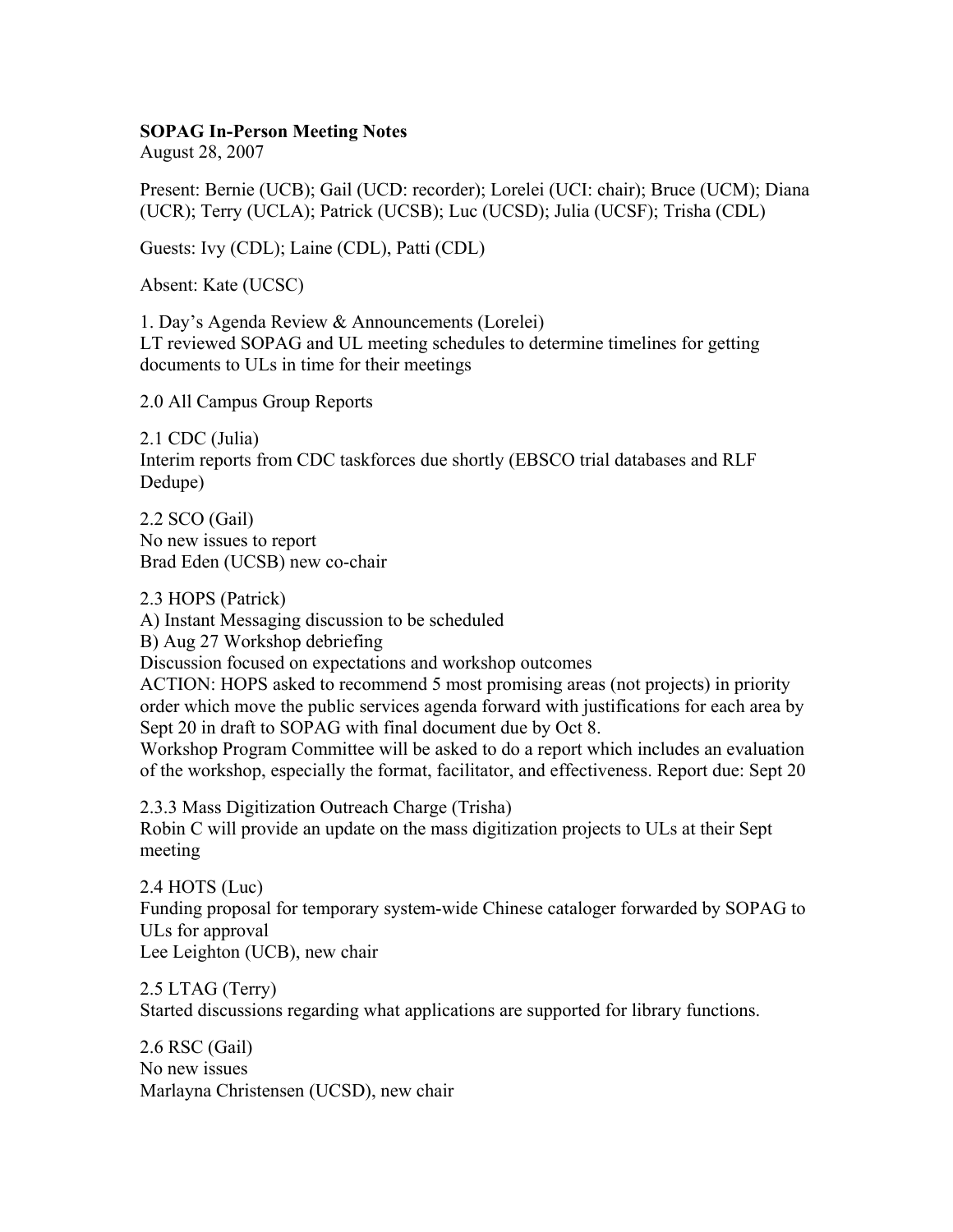**SOPAG In-Person Meeting Notes**

August 28, 2007

Present: Bernie (UCB); Gail (UCD: recorder); Lorelei (UCI: chair); Bruce (UCM); Diana (UCR); Terry (UCLA); Patrick (UCSB); Luc (UCSD); Julia (UCSF); Trisha (CDL)

Guests: Ivy (CDL); Laine (CDL), Patti (CDL)

Absent: Kate (UCSC)

1. Day's Agenda Review & Announcements (Lorelei)
LT reviewed SOPAG and UL meeting schedules to determine timelines for getting documents to ULs in time for their meetings

2.0 All Campus Group Reports

2.1 CDC (Julia)
Interim reports from CDC taskforces due shortly (EBSCO trial databases and RLF Dedupe)

2.2 SCO (Gail)
No new issues to report
Brad Eden (UCSB) new co-chair

2.3 HOPS (Patrick)
A) Instant Messaging discussion to be scheduled
B) Aug 27 Workshop debriefing
Discussion focused on expectations and workshop outcomes
ACTION: HOPS asked to recommend 5 most promising areas (not projects) in priority order which move the public services agenda forward with justifications for each area by Sept 20 in draft to SOPAG with final document due by Oct 8.
Workshop Program Committee will be asked to do a report which includes an evaluation of the workshop, especially the format, facilitator, and effectiveness. Report due: Sept 20

2.3.3 Mass Digitization Outreach Charge (Trisha)
Robin C will provide an update on the mass digitization projects to ULs at their Sept meeting

2.4 HOTS (Luc)
Funding proposal for temporary system-wide Chinese cataloger forwarded by SOPAG to ULs for approval
Lee Leighton (UCB), new chair

2.5 LTAG (Terry)
Started discussions regarding what applications are supported for library functions.

2.6 RSC (Gail)
No new issues
Marlayna Christensen (UCSD), new chair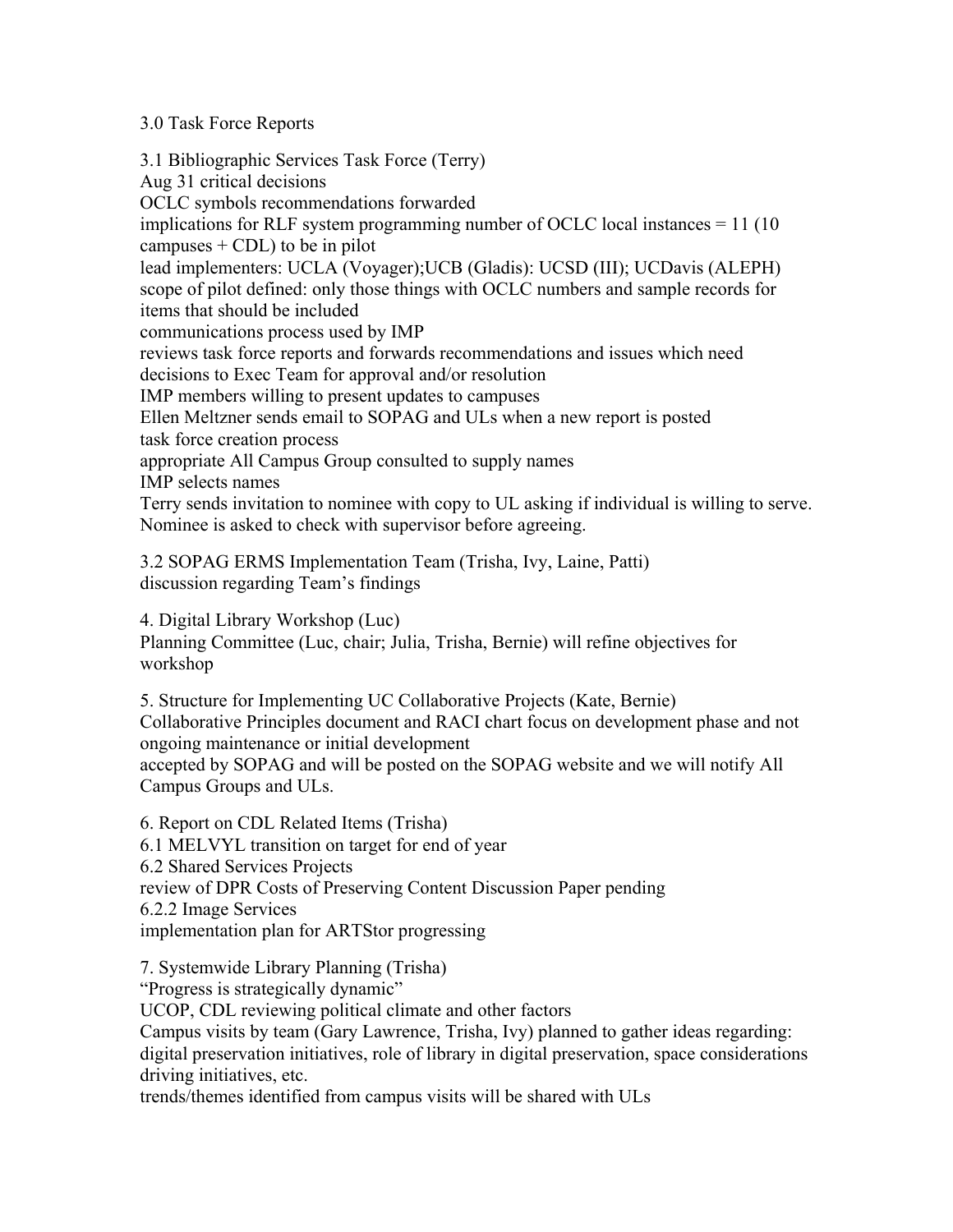3.0 Task Force Reports

3.1 Bibliographic Services Task Force (Terry)
Aug 31 critical decisions
OCLC symbols recommendations forwarded
implications for RLF system programming number of OCLC local instances = 11 (10 campuses + CDL) to be in pilot
lead implementers: UCLA (Voyager);UCB (Gladis): UCSD (III); UCDavis (ALEPH)
scope of pilot defined: only those things with OCLC numbers and sample records for items that should be included
communications process used by IMP
reviews task force reports and forwards recommendations and issues which need decisions to Exec Team for approval and/or resolution
IMP members willing to present updates to campuses
Ellen Meltzner sends email to SOPAG and ULs when a new report is posted
task force creation process
appropriate All Campus Group consulted to supply names
IMP selects names
Terry sends invitation to nominee with copy to UL asking if individual is willing to serve. Nominee is asked to check with supervisor before agreeing.

3.2 SOPAG ERMS Implementation Team (Trisha, Ivy, Laine, Patti)
discussion regarding Team's findings

4. Digital Library Workshop (Luc)
Planning Committee (Luc, chair; Julia, Trisha, Bernie) will refine objectives for workshop

5. Structure for Implementing UC Collaborative Projects (Kate, Bernie)
Collaborative Principles document and RACI chart focus on development phase and not ongoing maintenance or initial development
accepted by SOPAG and will be posted on the SOPAG website and we will notify All Campus Groups and ULs.

6. Report on CDL Related Items (Trisha)
6.1 MELVYL transition on target for end of year
6.2 Shared Services Projects
review of DPR Costs of Preserving Content Discussion Paper pending
6.2.2 Image Services
implementation plan for ARTStor progressing

7. Systemwide Library Planning (Trisha)
"Progress is strategically dynamic"
UCOP, CDL reviewing political climate and other factors
Campus visits by team (Gary Lawrence, Trisha, Ivy) planned to gather ideas regarding: digital preservation initiatives, role of library in digital preservation, space considerations driving initiatives, etc.
trends/themes identified from campus visits will be shared with ULs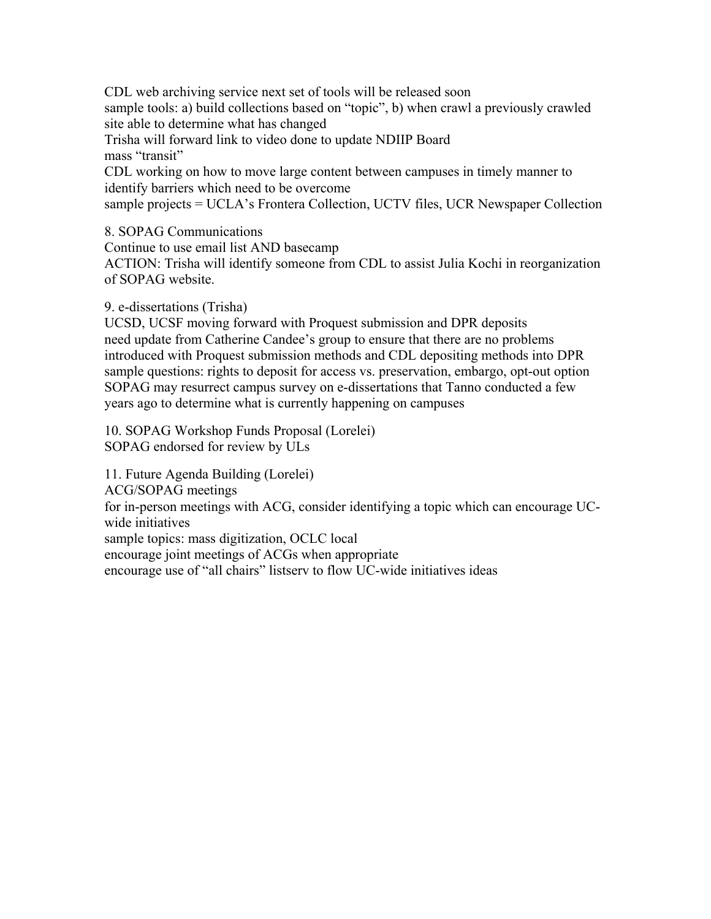CDL web archiving service next set of tools will be released soon
sample tools: a) build collections based on "topic", b) when crawl a previously crawled site able to determine what has changed
Trisha will forward link to video done to update NDIIP Board
mass "transit"
CDL working on how to move large content between campuses in timely manner to identify barriers which need to be overcome
sample projects = UCLA's Frontera Collection, UCTV files, UCR Newspaper Collection

8. SOPAG Communications
Continue to use email list AND basecamp
ACTION: Trisha will identify someone from CDL to assist Julia Kochi in reorganization of SOPAG website.

9. e-dissertations (Trisha)
UCSD, UCSF moving forward with Proquest submission and DPR deposits
need update from Catherine Candee's group to ensure that there are no problems introduced with Proquest submission methods and CDL depositing methods into DPR
sample questions: rights to deposit for access vs. preservation, embargo, opt-out option
SOPAG may resurrect campus survey on e-dissertations that Tanno conducted a few years ago to determine what is currently happening on campuses

10. SOPAG Workshop Funds Proposal (Lorelei)
SOPAG endorsed for review by ULs

11. Future Agenda Building (Lorelei)
ACG/SOPAG meetings
for in-person meetings with ACG, consider identifying a topic which can encourage UC-wide initiatives
sample topics: mass digitization, OCLC local
encourage joint meetings of ACGs when appropriate
encourage use of "all chairs" listserv to flow UC-wide initiatives ideas